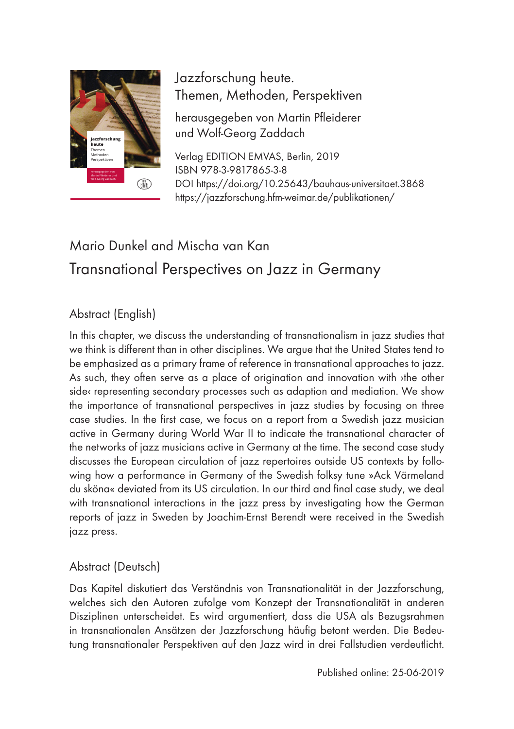Jazzforschung heute.
Themen, Methoden, Perspektiven

herausgegeben von Martin Pfleiderer
und Wolf-Georg Zaddach

Verlag EDITION EMVAS, Berlin, 2019
ISBN 978-3-9817865-3-8
DOI https://doi.org/10.25643/bauhaus-universitaet.3868
https://jazzforschung.hfm-weimar.de/publikationen/

# Mario Dunkel and Mischa van Kan

# Transnational Perspectives on Jazz in Germany

## Abstract (English)

In this chapter, we discuss the understanding of transnationalism in jazz studies that we think is different than in other disciplines. We argue that the United States tend to be emphasized as a primary frame of reference in transnational approaches to jazz. As such, they often serve as a place of origination and innovation with ›the other side‹ representing secondary processes such as adaption and mediation. We show the importance of transnational perspectives in jazz studies by focusing on three case studies. In the first case, we focus on a report from a Swedish jazz musician active in Germany during World War II to indicate the transnational character of the networks of jazz musicians active in Germany at the time. The second case study discusses the European circulation of jazz repertoires outside US contexts by following how a performance in Germany of the Swedish folksy tune »Ack Värmeland du sköna« deviated from its US circulation. In our third and final case study, we deal with transnational interactions in the jazz press by investigating how the German reports of jazz in Sweden by Joachim-Ernst Berendt were received in the Swedish jazz press.

## Abstract (Deutsch)

Das Kapitel diskutiert das Verständnis von Transnationalität in der Jazzforschung, welches sich den Autoren zufolge vom Konzept der Transnationalität in anderen Disziplinen unterscheidet. Es wird argumentiert, dass die USA als Bezugsrahmen in transnationalen Ansätzen der Jazzforschung häufig betont werden. Die Bedeutung transnationaler Perspektiven auf den Jazz wird in drei Fallstudien verdeutlicht.

Published online: 25-06-2019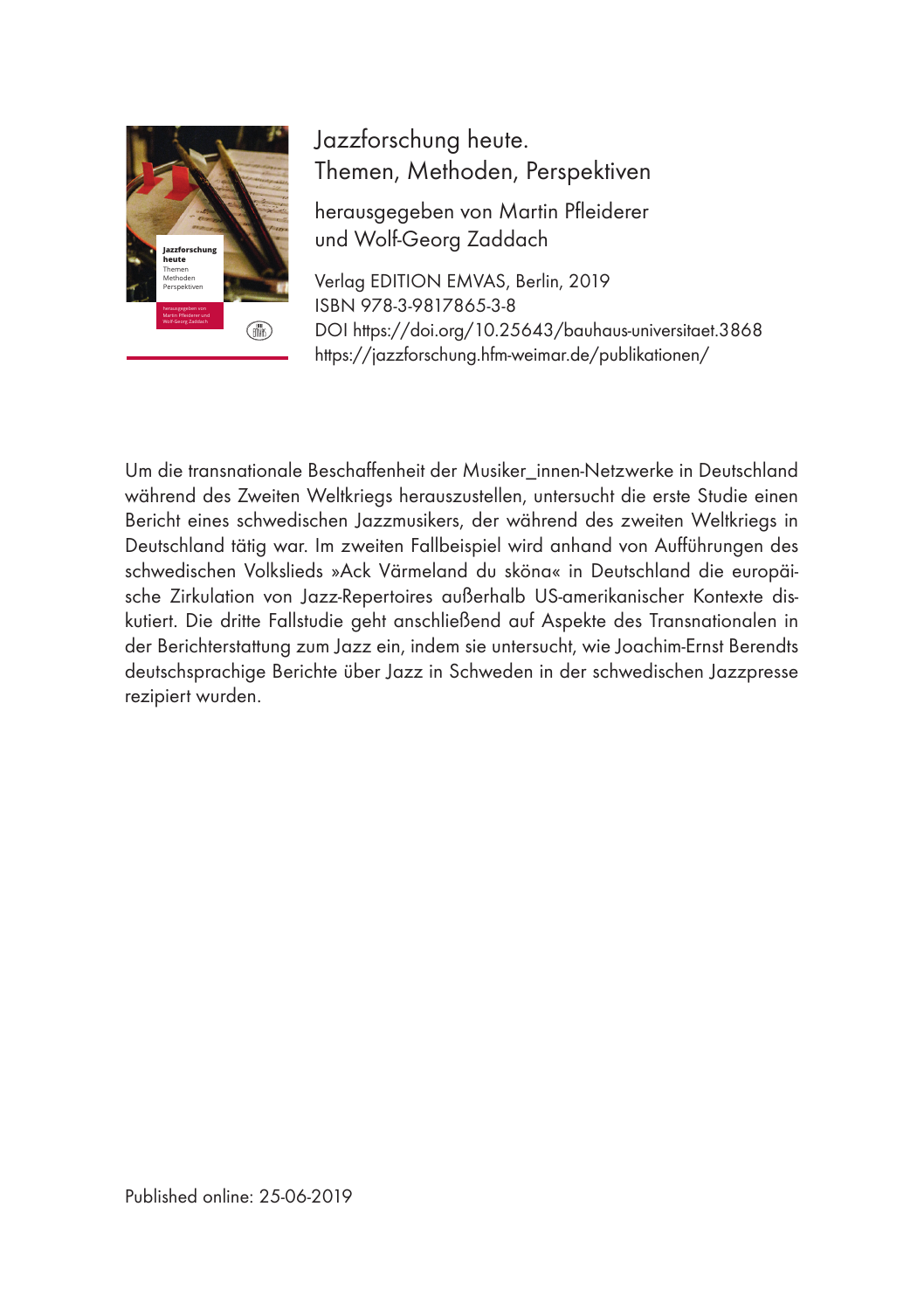Jazzforschung heute.
Themen, Methoden, Perspektiven

herausgegeben von Martin Pfleiderer
und Wolf-Georg Zaddach

Verlag EDITION EMVAS, Berlin, 2019
ISBN 978-3-9817865-3-8
DOI https://doi.org/10.25643/bauhaus-universitaet.3868
https://jazzforschung.hfm-weimar.de/publikationen/

Um die transnationale Beschaffenheit der Musiker_innen-Netzwerke in Deutschland während des Zweiten Weltkriegs herauszustellen, untersucht die erste Studie einen Bericht eines schwedischen Jazzmusikers, der während des zweiten Weltkriegs in Deutschland tätig war. Im zweiten Fallbeispiel wird anhand von Aufführungen des schwedischen Volkslieds »Ack Värmeland du sköna« in Deutschland die europäische Zirkulation von Jazz-Repertoires außerhalb US-amerikanischer Kontexte diskutiert. Die dritte Fallstudie geht anschließend auf Aspekte des Transnationalen in der Berichterstattung zum Jazz ein, indem sie untersucht, wie Joachim-Ernst Berendts deutschsprachige Berichte über Jazz in Schweden in der schwedischen Jazzpresse rezipiert wurden.

Published online: 25-06-2019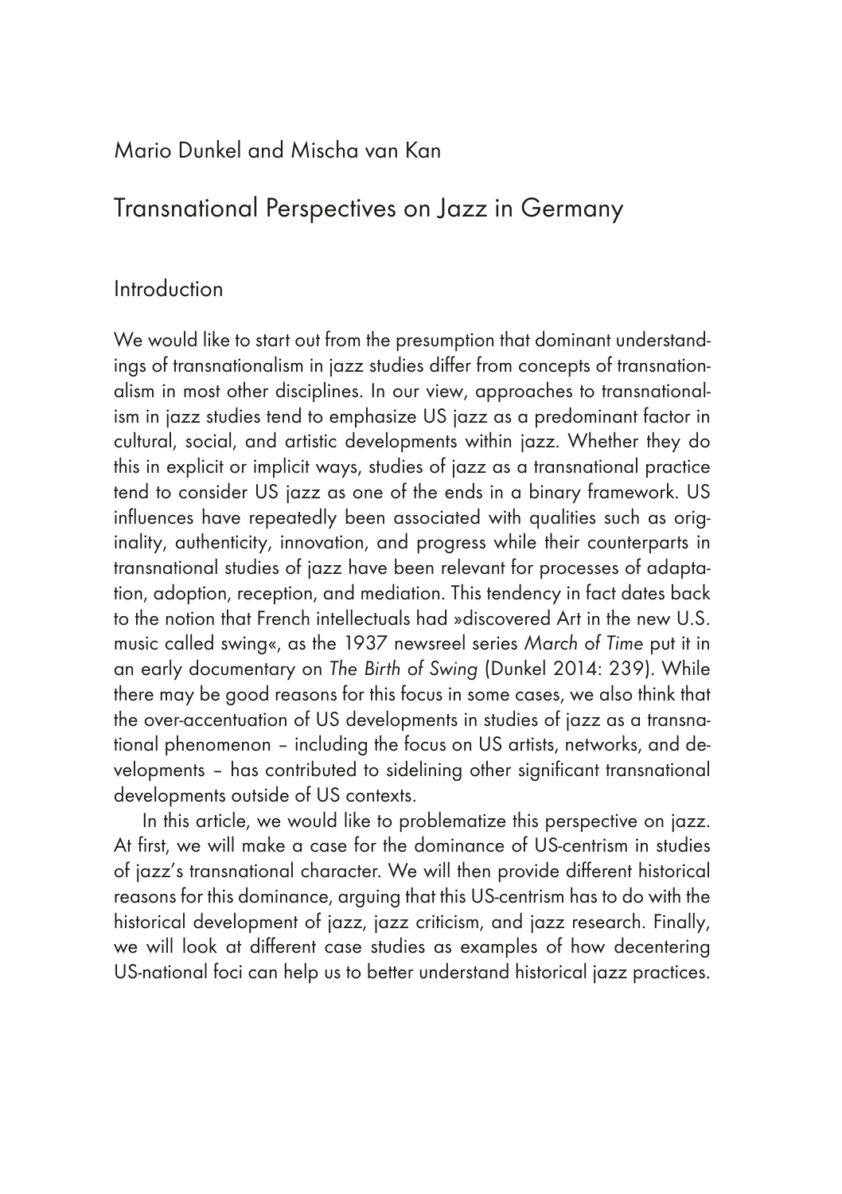Mario Dunkel and Mischa van Kan

# Transnational Perspectives on Jazz in Germany

## Introduction

We would like to start out from the presumption that dominant understandings of transnationalism in jazz studies differ from concepts of transnationalism in most other disciplines. In our view, approaches to transnationalism in jazz studies tend to emphasize US jazz as a predominant factor in cultural, social, and artistic developments within jazz. Whether they do this in explicit or implicit ways, studies of jazz as a transnational practice tend to consider US jazz as one of the ends in a binary framework. US influences have repeatedly been associated with qualities such as originality, authenticity, innovation, and progress while their counterparts in transnational studies of jazz have been relevant for processes of adaptation, adoption, reception, and mediation. This tendency in fact dates back to the notion that French intellectuals had »discovered Art in the new U.S. music called swing«, as the 1937 newsreel series *March of Time* put it in an early documentary on *The Birth of Swing* (Dunkel 2014: 239). While there may be good reasons for this focus in some cases, we also think that the over-accentuation of US developments in studies of jazz as a transnational phenomenon – including the focus on US artists, networks, and developments – has contributed to sidelining other significant transnational developments outside of US contexts.

In this article, we would like to problematize this perspective on jazz. At first, we will make a case for the dominance of US-centrism in studies of jazz's transnational character. We will then provide different historical reasons for this dominance, arguing that this US-centrism has to do with the historical development of jazz, jazz criticism, and jazz research. Finally, we will look at different case studies as examples of how decentering US-national foci can help us to better understand historical jazz practices.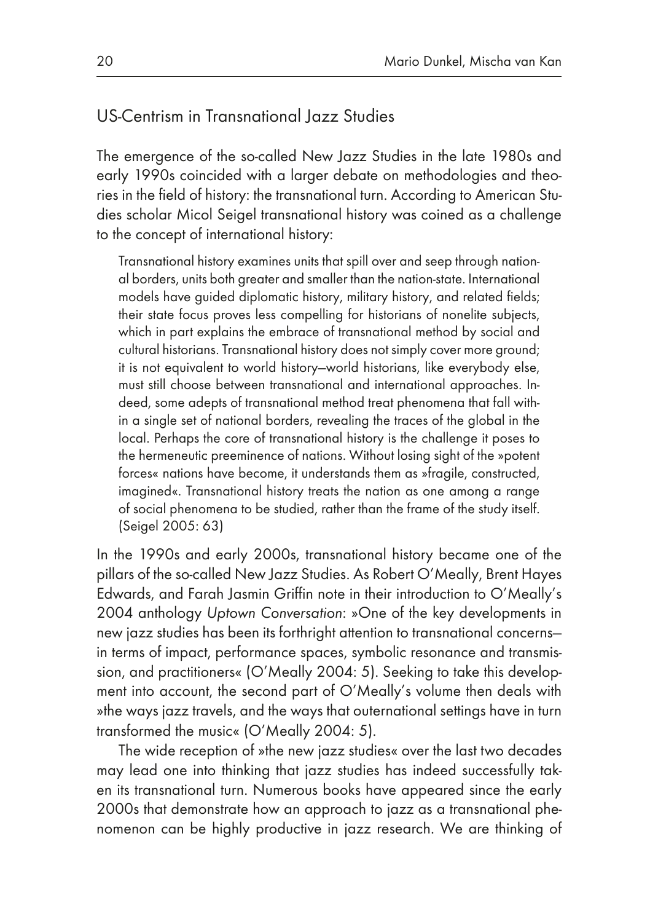## US-Centrism in Transnational Jazz Studies

The emergence of the so-called New Jazz Studies in the late 1980s and early 1990s coincided with a larger debate on methodologies and theories in the field of history: the transnational turn. According to American Studies scholar Micol Seigel transnational history was coined as a challenge to the concept of international history:

> Transnational history examines units that spill over and seep through national borders, units both greater and smaller than the nation-state. International models have guided diplomatic history, military history, and related fields; their state focus proves less compelling for historians of nonelite subjects, which in part explains the embrace of transnational method by social and cultural historians. Transnational history does not simply cover more ground; it is not equivalent to world history—world historians, like everybody else, must still choose between transnational and international approaches. Indeed, some adepts of transnational method treat phenomena that fall within a single set of national borders, revealing the traces of the global in the local. Perhaps the core of transnational history is the challenge it poses to the hermeneutic preeminence of nations. Without losing sight of the »potent forces« nations have become, it understands them as »fragile, constructed, imagined«. Transnational history treats the nation as one among a range of social phenomena to be studied, rather than the frame of the study itself. (Seigel 2005: 63)

In the 1990s and early 2000s, transnational history became one of the pillars of the so-called New Jazz Studies. As Robert O'Meally, Brent Hayes Edwards, and Farah Jasmin Griffin note in their introduction to O'Meally's 2004 anthology *Uptown Conversation*: »One of the key developments in new jazz studies has been its forthright attention to transnational concerns—in terms of impact, performance spaces, symbolic resonance and transmission, and practitioners« (O'Meally 2004: 5). Seeking to take this development into account, the second part of O'Meally's volume then deals with »the ways jazz travels, and the ways that outernational settings have in turn transformed the music« (O'Meally 2004: 5).

The wide reception of »the new jazz studies« over the last two decades may lead one into thinking that jazz studies has indeed successfully taken its transnational turn. Numerous books have appeared since the early 2000s that demonstrate how an approach to jazz as a transnational phenomenon can be highly productive in jazz research. We are thinking of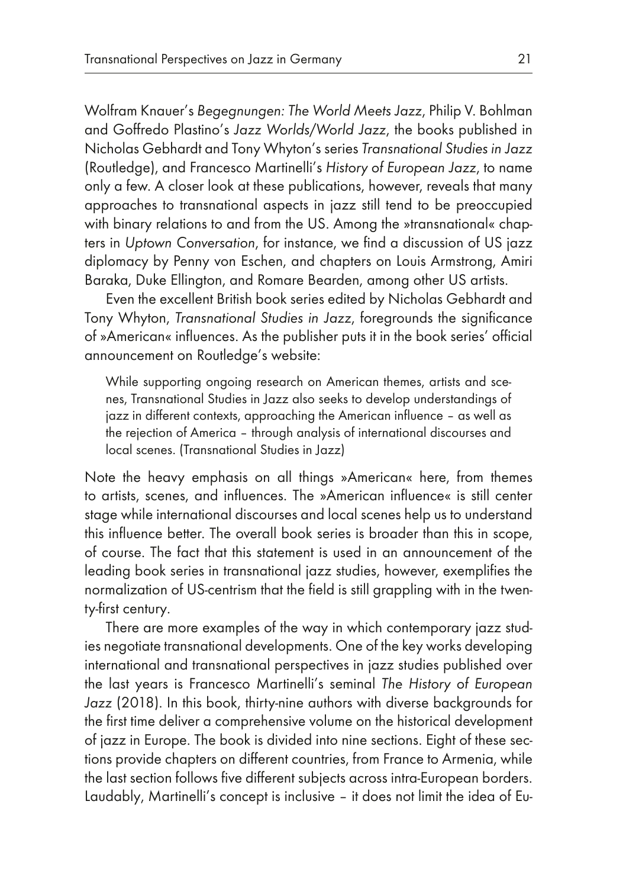Wolfram Knauer's *Begegnungen: The World Meets Jazz*, Philip V. Bohlman and Goffredo Plastino's *Jazz Worlds/World Jazz*, the books published in Nicholas Gebhardt and Tony Whyton's series *Transnational Studies in Jazz* (Routledge), and Francesco Martinelli's *History of European Jazz*, to name only a few. A closer look at these publications, however, reveals that many approaches to transnational aspects in jazz still tend to be preoccupied with binary relations to and from the US. Among the »transnational« chapters in *Uptown Conversation*, for instance, we find a discussion of US jazz diplomacy by Penny von Eschen, and chapters on Louis Armstrong, Amiri Baraka, Duke Ellington, and Romare Bearden, among other US artists.

Even the excellent British book series edited by Nicholas Gebhardt and Tony Whyton, *Transnational Studies in Jazz*, foregrounds the significance of »American« influences. As the publisher puts it in the book series' official announcement on Routledge's website:

> While supporting ongoing research on American themes, artists and scenes, Transnational Studies in Jazz also seeks to develop understandings of jazz in different contexts, approaching the American influence – as well as the rejection of America – through analysis of international discourses and local scenes. (Transnational Studies in Jazz)

Note the heavy emphasis on all things »American« here, from themes to artists, scenes, and influences. The »American influence« is still center stage while international discourses and local scenes help us to understand this influence better. The overall book series is broader than this in scope, of course. The fact that this statement is used in an announcement of the leading book series in transnational jazz studies, however, exemplifies the normalization of US-centrism that the field is still grappling with in the twenty-first century.

There are more examples of the way in which contemporary jazz studies negotiate transnational developments. One of the key works developing international and transnational perspectives in jazz studies published over the last years is Francesco Martinelli's seminal *The History of European Jazz* (2018). In this book, thirty-nine authors with diverse backgrounds for the first time deliver a comprehensive volume on the historical development of jazz in Europe. The book is divided into nine sections. Eight of these sections provide chapters on different countries, from France to Armenia, while the last section follows five different subjects across intra-European borders. Laudably, Martinelli's concept is inclusive – it does not limit the idea of Eu-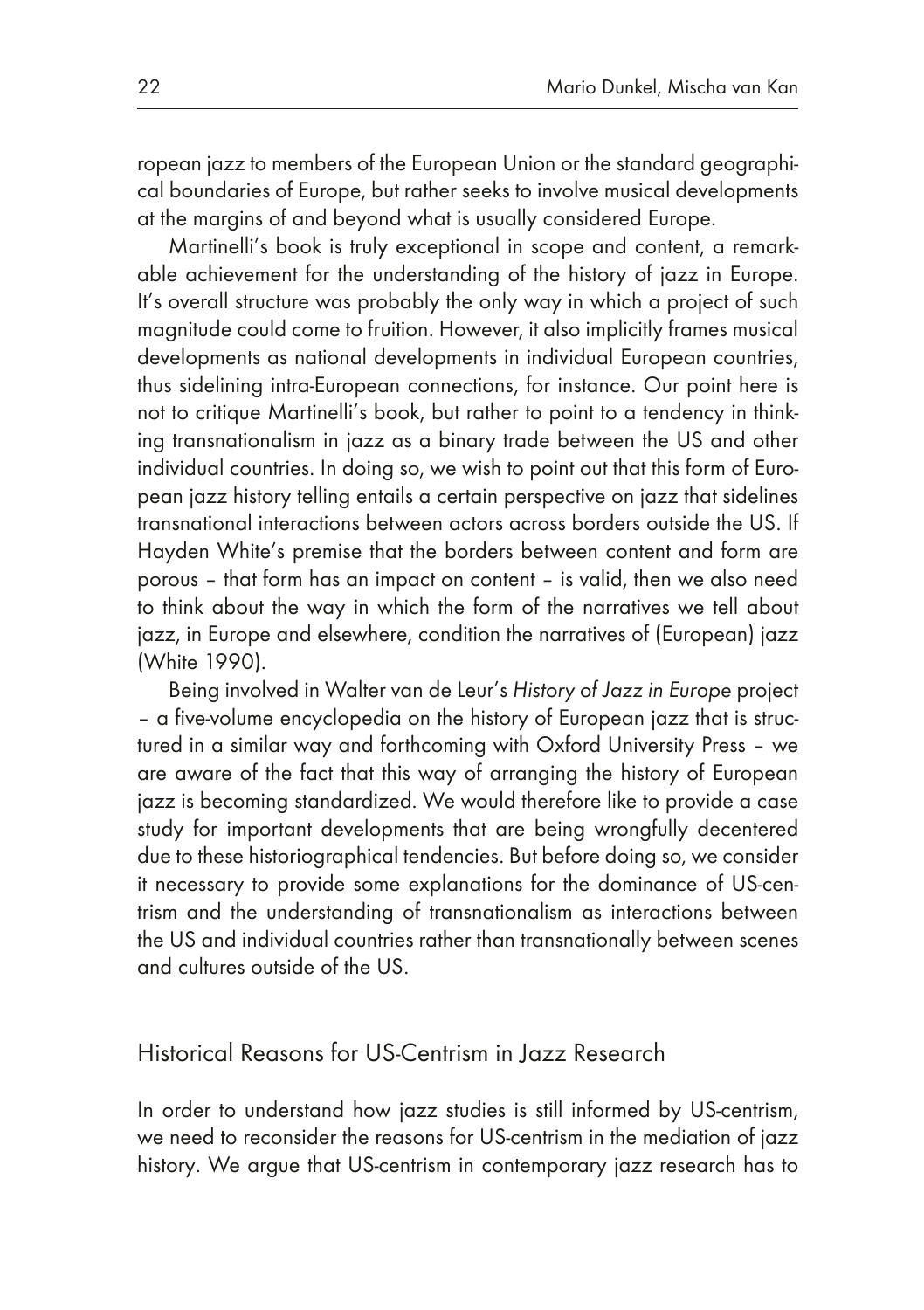ropean jazz to members of the European Union or the standard geographical boundaries of Europe, but rather seeks to involve musical developments at the margins of and beyond what is usually considered Europe.

Martinelli's book is truly exceptional in scope and content, a remarkable achievement for the understanding of the history of jazz in Europe. It's overall structure was probably the only way in which a project of such magnitude could come to fruition. However, it also implicitly frames musical developments as national developments in individual European countries, thus sidelining intra-European connections, for instance. Our point here is not to critique Martinelli's book, but rather to point to a tendency in thinking transnationalism in jazz as a binary trade between the US and other individual countries. In doing so, we wish to point out that this form of European jazz history telling entails a certain perspective on jazz that sidelines transnational interactions between actors across borders outside the US. If Hayden White's premise that the borders between content and form are porous – that form has an impact on content – is valid, then we also need to think about the way in which the form of the narratives we tell about jazz, in Europe and elsewhere, condition the narratives of (European) jazz (White 1990).

Being involved in Walter van de Leur's *History of Jazz in Europe* project – a five-volume encyclopedia on the history of European jazz that is structured in a similar way and forthcoming with Oxford University Press – we are aware of the fact that this way of arranging the history of European jazz is becoming standardized. We would therefore like to provide a case study for important developments that are being wrongfully decentered due to these historiographical tendencies. But before doing so, we consider it necessary to provide some explanations for the dominance of US-centrism and the understanding of transnationalism as interactions between the US and individual countries rather than transnationally between scenes and cultures outside of the US.

## Historical Reasons for US-Centrism in Jazz Research

In order to understand how jazz studies is still informed by US-centrism, we need to reconsider the reasons for US-centrism in the mediation of jazz history. We argue that US-centrism in contemporary jazz research has to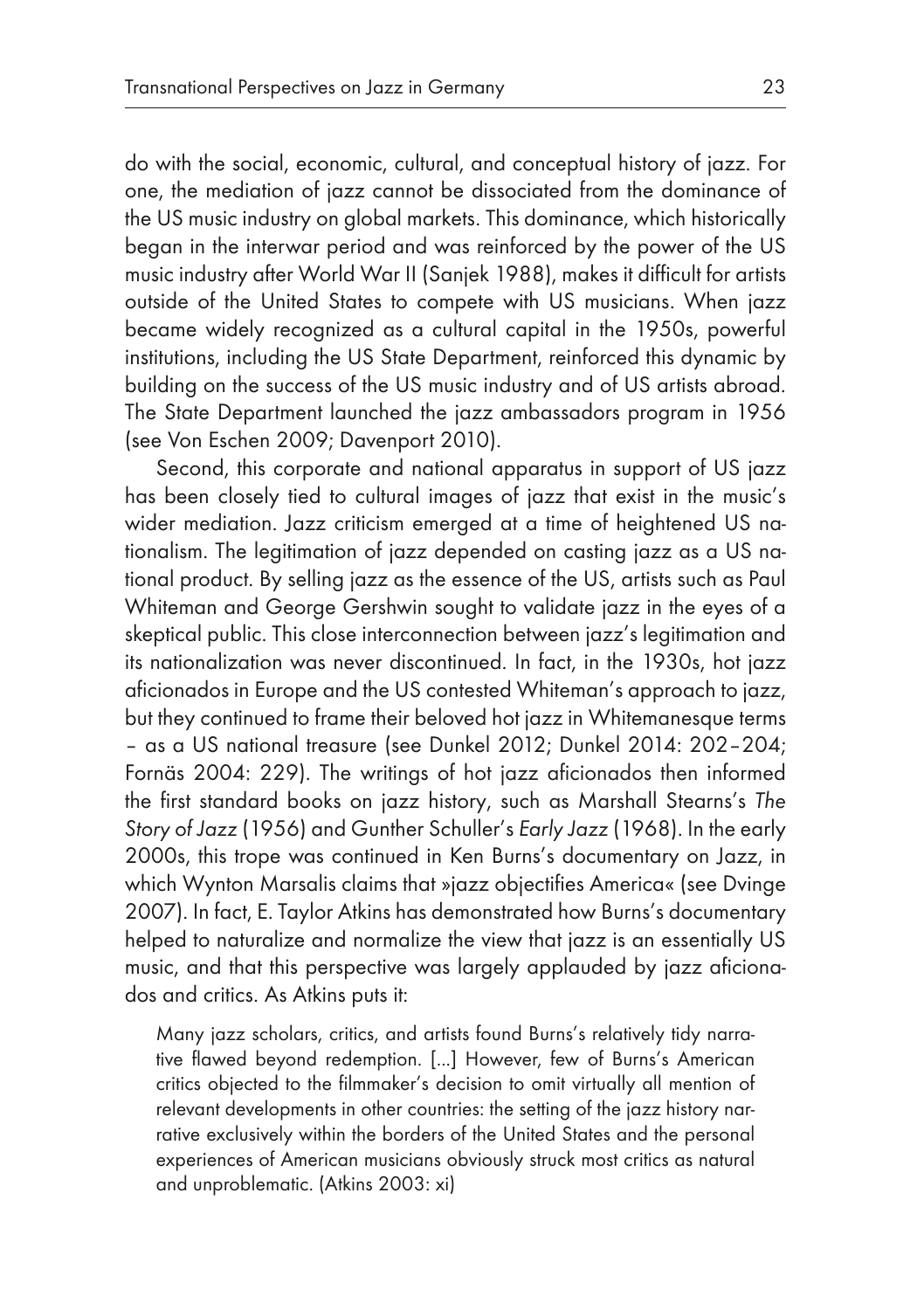do with the social, economic, cultural, and conceptual history of jazz. For one, the mediation of jazz cannot be dissociated from the dominance of the US music industry on global markets. This dominance, which historically began in the interwar period and was reinforced by the power of the US music industry after World War II (Sanjek 1988), makes it difficult for artists outside of the United States to compete with US musicians. When jazz became widely recognized as a cultural capital in the 1950s, powerful institutions, including the US State Department, reinforced this dynamic by building on the success of the US music industry and of US artists abroad. The State Department launched the jazz ambassadors program in 1956 (see Von Eschen 2009; Davenport 2010).

Second, this corporate and national apparatus in support of US jazz has been closely tied to cultural images of jazz that exist in the music's wider mediation. Jazz criticism emerged at a time of heightened US nationalism. The legitimation of jazz depended on casting jazz as a US national product. By selling jazz as the essence of the US, artists such as Paul Whiteman and George Gershwin sought to validate jazz in the eyes of a skeptical public. This close interconnection between jazz's legitimation and its nationalization was never discontinued. In fact, in the 1930s, hot jazz aficionados in Europe and the US contested Whiteman's approach to jazz, but they continued to frame their beloved hot jazz in Whitemanesque terms – as a US national treasure (see Dunkel 2012; Dunkel 2014: 202–204; Fornäs 2004: 229). The writings of hot jazz aficionados then informed the first standard books on jazz history, such as Marshall Stearns's *The Story of Jazz* (1956) and Gunther Schuller's *Early Jazz* (1968). In the early 2000s, this trope was continued in Ken Burns's documentary on Jazz, in which Wynton Marsalis claims that »jazz objectifies America« (see Dvinge 2007). In fact, E. Taylor Atkins has demonstrated how Burns's documentary helped to naturalize and normalize the view that jazz is an essentially US music, and that this perspective was largely applauded by jazz aficionados and critics. As Atkins puts it:

> Many jazz scholars, critics, and artists found Burns's relatively tidy narrative flawed beyond redemption. [...] However, few of Burns's American critics objected to the filmmaker's decision to omit virtually all mention of relevant developments in other countries: the setting of the jazz history narrative exclusively within the borders of the United States and the personal experiences of American musicians obviously struck most critics as natural and unproblematic. (Atkins 2003: xi)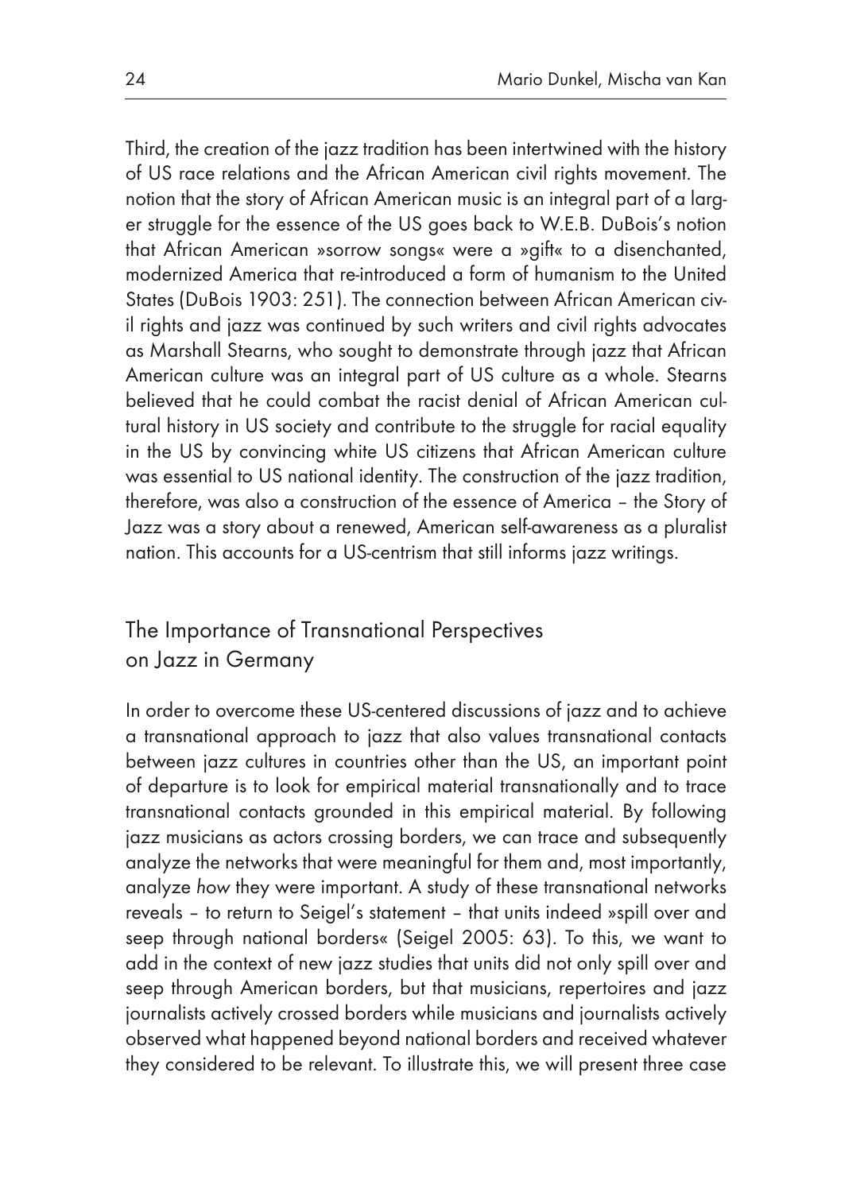Third, the creation of the jazz tradition has been intertwined with the history of US race relations and the African American civil rights movement. The notion that the story of African American music is an integral part of a larger struggle for the essence of the US goes back to W.E.B. DuBois's notion that African American »sorrow songs« were a »gift« to a disenchanted, modernized America that re-introduced a form of humanism to the United States (DuBois 1903: 251). The connection between African American civil rights and jazz was continued by such writers and civil rights advocates as Marshall Stearns, who sought to demonstrate through jazz that African American culture was an integral part of US culture as a whole. Stearns believed that he could combat the racist denial of African American cultural history in US society and contribute to the struggle for racial equality in the US by convincing white US citizens that African American culture was essential to US national identity. The construction of the jazz tradition, therefore, was also a construction of the essence of America – the Story of Jazz was a story about a renewed, American self-awareness as a pluralist nation. This accounts for a US-centrism that still informs jazz writings.

## The Importance of Transnational Perspectives on Jazz in Germany

In order to overcome these US-centered discussions of jazz and to achieve a transnational approach to jazz that also values transnational contacts between jazz cultures in countries other than the US, an important point of departure is to look for empirical material transnationally and to trace transnational contacts grounded in this empirical material. By following jazz musicians as actors crossing borders, we can trace and subsequently analyze the networks that were meaningful for them and, most importantly, analyze *how* they were important. A study of these transnational networks reveals – to return to Seigel's statement – that units indeed »spill over and seep through national borders« (Seigel 2005: 63). To this, we want to add in the context of new jazz studies that units did not only spill over and seep through American borders, but that musicians, repertoires and jazz journalists actively crossed borders while musicians and journalists actively observed what happened beyond national borders and received whatever they considered to be relevant. To illustrate this, we will present three case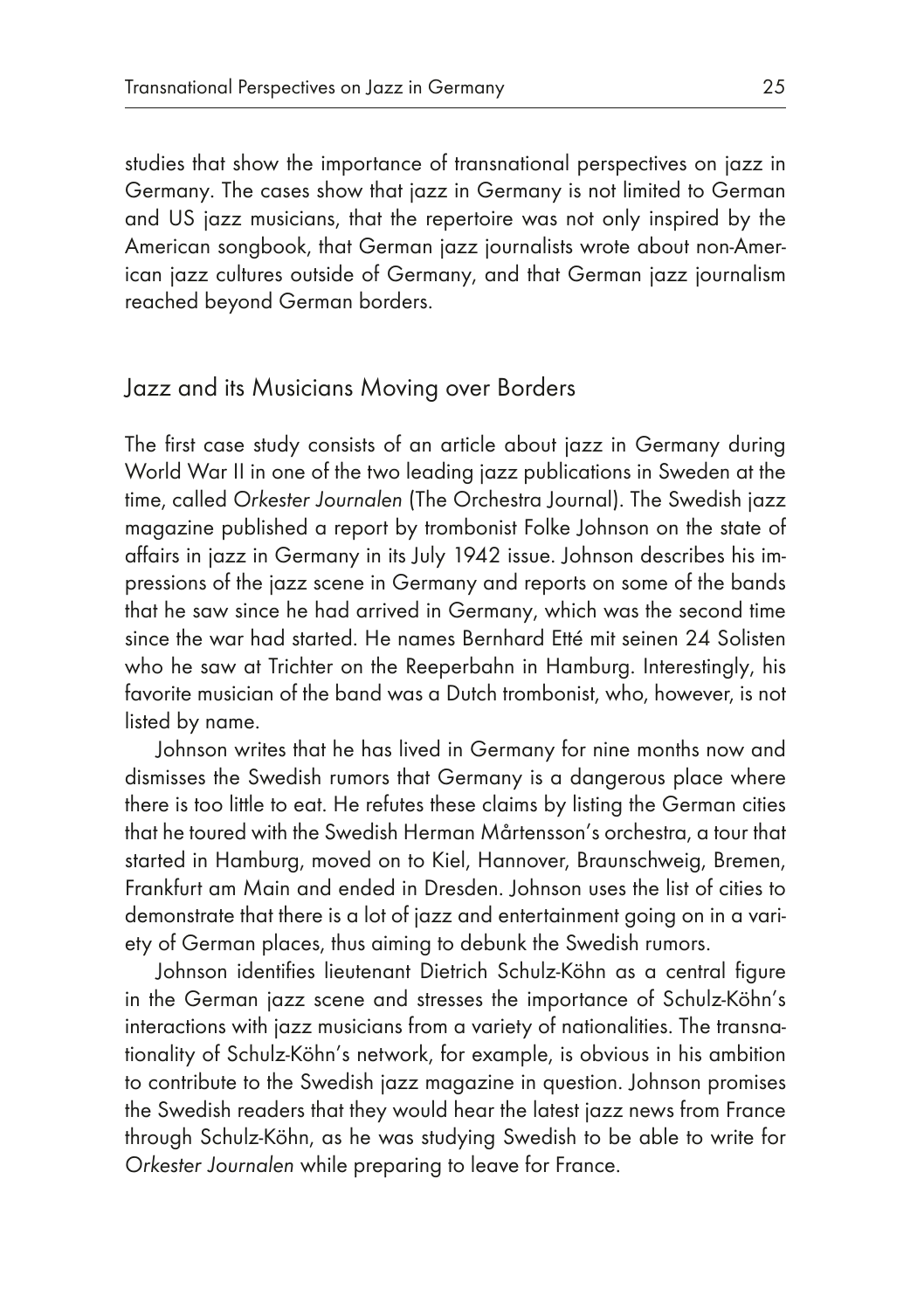studies that show the importance of transnational perspectives on jazz in Germany. The cases show that jazz in Germany is not limited to German and US jazz musicians, that the repertoire was not only inspired by the American songbook, that German jazz journalists wrote about non-American jazz cultures outside of Germany, and that German jazz journalism reached beyond German borders.

## Jazz and its Musicians Moving over Borders

The first case study consists of an article about jazz in Germany during World War II in one of the two leading jazz publications in Sweden at the time, called *Orkester Journalen* (The Orchestra Journal). The Swedish jazz magazine published a report by trombonist Folke Johnson on the state of affairs in jazz in Germany in its July 1942 issue. Johnson describes his impressions of the jazz scene in Germany and reports on some of the bands that he saw since he had arrived in Germany, which was the second time since the war had started. He names Bernhard Etté mit seinen 24 Solisten who he saw at Trichter on the Reeperbahn in Hamburg. Interestingly, his favorite musician of the band was a Dutch trombonist, who, however, is not listed by name.

Johnson writes that he has lived in Germany for nine months now and dismisses the Swedish rumors that Germany is a dangerous place where there is too little to eat. He refutes these claims by listing the German cities that he toured with the Swedish Herman Mårtensson's orchestra, a tour that started in Hamburg, moved on to Kiel, Hannover, Braunschweig, Bremen, Frankfurt am Main and ended in Dresden. Johnson uses the list of cities to demonstrate that there is a lot of jazz and entertainment going on in a variety of German places, thus aiming to debunk the Swedish rumors.

Johnson identifies lieutenant Dietrich Schulz-Köhn as a central figure in the German jazz scene and stresses the importance of Schulz-Köhn's interactions with jazz musicians from a variety of nationalities. The transnationality of Schulz-Köhn's network, for example, is obvious in his ambition to contribute to the Swedish jazz magazine in question. Johnson promises the Swedish readers that they would hear the latest jazz news from France through Schulz-Köhn, as he was studying Swedish to be able to write for *Orkester Journalen* while preparing to leave for France.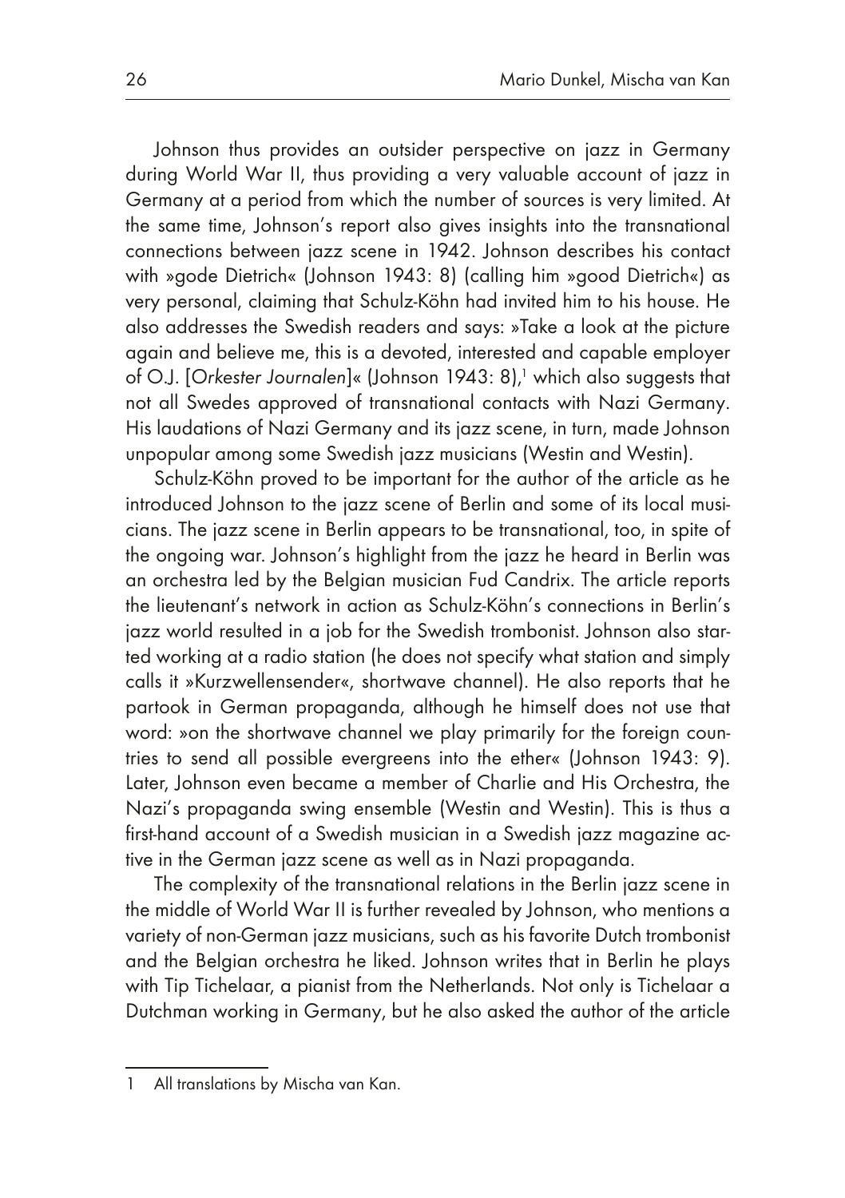Johnson thus provides an outsider perspective on jazz in Germany during World War II, thus providing a very valuable account of jazz in Germany at a period from which the number of sources is very limited. At the same time, Johnson's report also gives insights into the transnational connections between jazz scene in 1942. Johnson describes his contact with »gode Dietrich« (Johnson 1943: 8) (calling him »good Dietrich«) as very personal, claiming that Schulz-Köhn had invited him to his house. He also addresses the Swedish readers and says: »Take a look at the picture again and believe me, this is a devoted, interested and capable employer of O.J. [*Orkester Journalen*]« (Johnson 1943: 8),[1] which also suggests that not all Swedes approved of transnational contacts with Nazi Germany. His laudations of Nazi Germany and its jazz scene, in turn, made Johnson unpopular among some Swedish jazz musicians (Westin and Westin).

Schulz-Köhn proved to be important for the author of the article as he introduced Johnson to the jazz scene of Berlin and some of its local musicians. The jazz scene in Berlin appears to be transnational, too, in spite of the ongoing war. Johnson's highlight from the jazz he heard in Berlin was an orchestra led by the Belgian musician Fud Candrix. The article reports the lieutenant's network in action as Schulz-Köhn's connections in Berlin's jazz world resulted in a job for the Swedish trombonist. Johnson also started working at a radio station (he does not specify what station and simply calls it »Kurzwellensender«, shortwave channel). He also reports that he partook in German propaganda, although he himself does not use that word: »on the shortwave channel we play primarily for the foreign countries to send all possible evergreens into the ether« (Johnson 1943: 9). Later, Johnson even became a member of Charlie and His Orchestra, the Nazi's propaganda swing ensemble (Westin and Westin). This is thus a first-hand account of a Swedish musician in a Swedish jazz magazine active in the German jazz scene as well as in Nazi propaganda.

The complexity of the transnational relations in the Berlin jazz scene in the middle of World War II is further revealed by Johnson, who mentions a variety of non-German jazz musicians, such as his favorite Dutch trombonist and the Belgian orchestra he liked. Johnson writes that in Berlin he plays with Tip Tichelaar, a pianist from the Netherlands. Not only is Tichelaar a Dutchman working in Germany, but he also asked the author of the article

1 All translations by Mischa van Kan.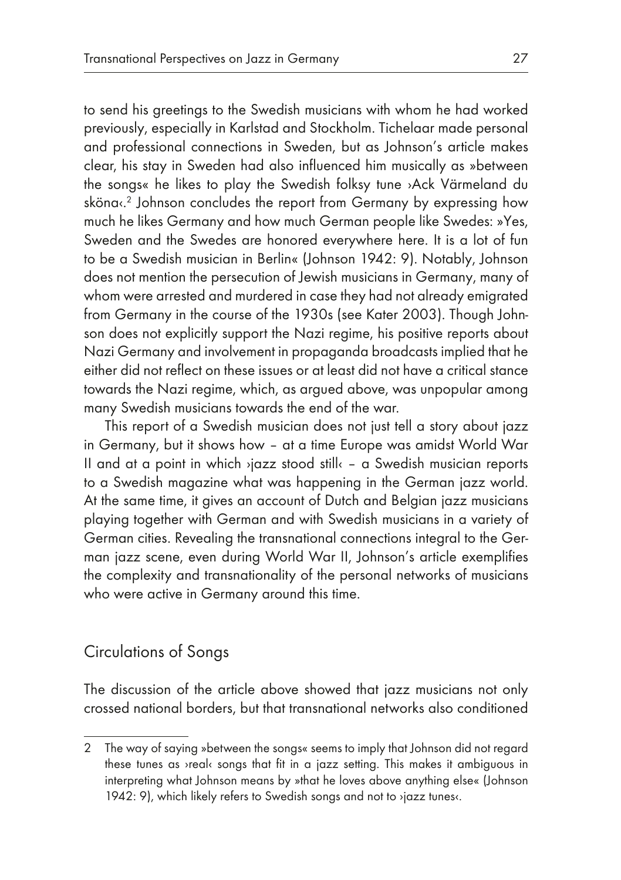to send his greetings to the Swedish musicians with whom he had worked previously, especially in Karlstad and Stockholm. Tichelaar made personal and professional connections in Sweden, but as Johnson's article makes clear, his stay in Sweden had also influenced him musically as »between the songs« he likes to play the Swedish folksy tune ›Ack Värmeland du sköna‹.[2] Johnson concludes the report from Germany by expressing how much he likes Germany and how much German people like Swedes: »Yes, Sweden and the Swedes are honored everywhere here. It is a lot of fun to be a Swedish musician in Berlin« (Johnson 1942: 9). Notably, Johnson does not mention the persecution of Jewish musicians in Germany, many of whom were arrested and murdered in case they had not already emigrated from Germany in the course of the 1930s (see Kater 2003). Though Johnson does not explicitly support the Nazi regime, his positive reports about Nazi Germany and involvement in propaganda broadcasts implied that he either did not reflect on these issues or at least did not have a critical stance towards the Nazi regime, which, as argued above, was unpopular among many Swedish musicians towards the end of the war.

This report of a Swedish musician does not just tell a story about jazz in Germany, but it shows how – at a time Europe was amidst World War II and at a point in which ›jazz stood still‹ – a Swedish musician reports to a Swedish magazine what was happening in the German jazz world. At the same time, it gives an account of Dutch and Belgian jazz musicians playing together with German and with Swedish musicians in a variety of German cities. Revealing the transnational connections integral to the German jazz scene, even during World War II, Johnson's article exemplifies the complexity and transnationality of the personal networks of musicians who were active in Germany around this time.

## Circulations of Songs

The discussion of the article above showed that jazz musicians not only crossed national borders, but that transnational networks also conditioned

---

2 The way of saying »between the songs« seems to imply that Johnson did not regard these tunes as ›real‹ songs that fit in a jazz setting. This makes it ambiguous in interpreting what Johnson means by »that he loves above anything else« (Johnson 1942: 9), which likely refers to Swedish songs and not to ›jazz tunes‹.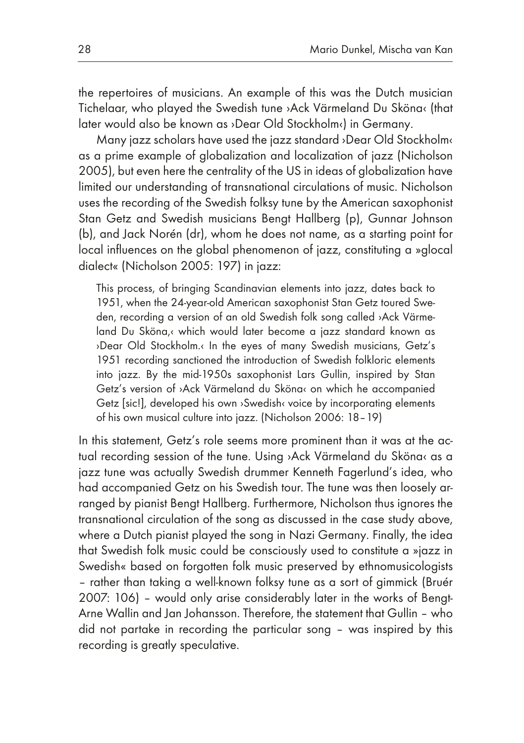the repertoires of musicians. An example of this was the Dutch musician Tichelaar, who played the Swedish tune ›Ack Värmeland Du Sköna‹ (that later would also be known as ›Dear Old Stockholm‹) in Germany.

Many jazz scholars have used the jazz standard ›Dear Old Stockholm‹ as a prime example of globalization and localization of jazz (Nicholson 2005), but even here the centrality of the US in ideas of globalization have limited our understanding of transnational circulations of music. Nicholson uses the recording of the Swedish folksy tune by the American saxophonist Stan Getz and Swedish musicians Bengt Hallberg (p), Gunnar Johnson (b), and Jack Norén (dr), whom he does not name, as a starting point for local influences on the global phenomenon of jazz, constituting a »glocal dialect« (Nicholson 2005: 197) in jazz:

> This process, of bringing Scandinavian elements into jazz, dates back to 1951, when the 24-year-old American saxophonist Stan Getz toured Sweden, recording a version of an old Swedish folk song called ›Ack Värmeland Du Sköna,‹ which would later become a jazz standard known as ›Dear Old Stockholm.‹ In the eyes of many Swedish musicians, Getz's 1951 recording sanctioned the introduction of Swedish folkloric elements into jazz. By the mid-1950s saxophonist Lars Gullin, inspired by Stan Getz's version of ›Ack Värmeland du Sköna‹ on which he accompanied Getz [sic!], developed his own ›Swedish‹ voice by incorporating elements of his own musical culture into jazz. (Nicholson 2006: 18–19)

In this statement, Getz's role seems more prominent than it was at the actual recording session of the tune. Using ›Ack Värmeland du Sköna‹ as a jazz tune was actually Swedish drummer Kenneth Fagerlund's idea, who had accompanied Getz on his Swedish tour. The tune was then loosely arranged by pianist Bengt Hallberg. Furthermore, Nicholson thus ignores the transnational circulation of the song as discussed in the case study above, where a Dutch pianist played the song in Nazi Germany. Finally, the idea that Swedish folk music could be consciously used to constitute a »jazz in Swedish« based on forgotten folk music preserved by ethnomusicologists – rather than taking a well-known folksy tune as a sort of gimmick (Bruér 2007: 106) – would only arise considerably later in the works of Bengt-Arne Wallin and Jan Johansson. Therefore, the statement that Gullin – who did not partake in recording the particular song – was inspired by this recording is greatly speculative.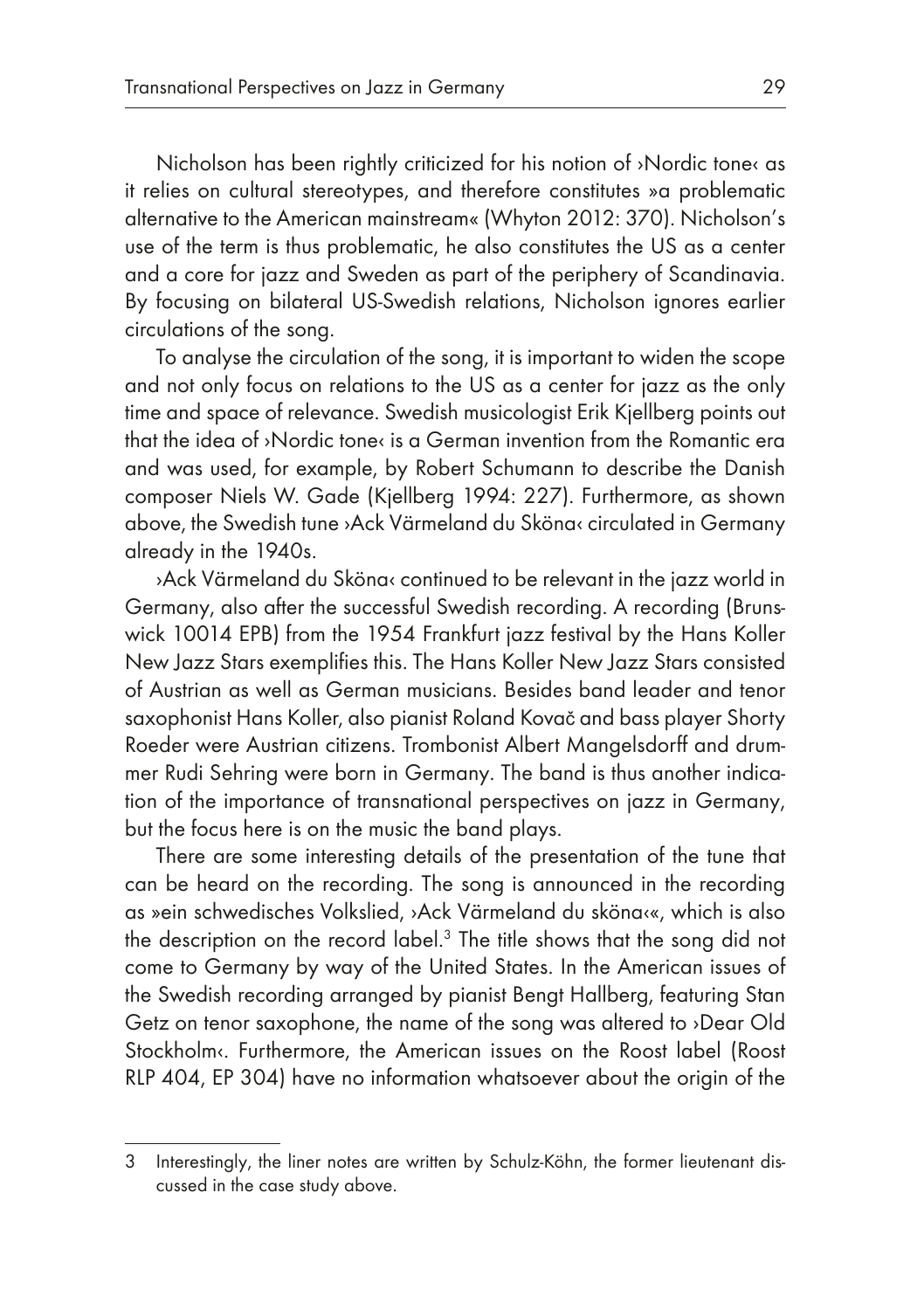Nicholson has been rightly criticized for his notion of ›Nordic tone‹ as it relies on cultural stereotypes, and therefore constitutes »a problematic alternative to the American mainstream« (Whyton 2012: 370). Nicholson's use of the term is thus problematic, he also constitutes the US as a center and a core for jazz and Sweden as part of the periphery of Scandinavia. By focusing on bilateral US-Swedish relations, Nicholson ignores earlier circulations of the song.

To analyse the circulation of the song, it is important to widen the scope and not only focus on relations to the US as a center for jazz as the only time and space of relevance. Swedish musicologist Erik Kjellberg points out that the idea of ›Nordic tone‹ is a German invention from the Romantic era and was used, for example, by Robert Schumann to describe the Danish composer Niels W. Gade (Kjellberg 1994: 227). Furthermore, as shown above, the Swedish tune ›Ack Värmeland du Sköna‹ circulated in Germany already in the 1940s.

›Ack Värmeland du Sköna‹ continued to be relevant in the jazz world in Germany, also after the successful Swedish recording. A recording (Brunswick 10014 EPB) from the 1954 Frankfurt jazz festival by the Hans Koller New Jazz Stars exemplifies this. The Hans Koller New Jazz Stars consisted of Austrian as well as German musicians. Besides band leader and tenor saxophonist Hans Koller, also pianist Roland Kovač and bass player Shorty Roeder were Austrian citizens. Trombonist Albert Mangelsdorff and drummer Rudi Sehring were born in Germany. The band is thus another indication of the importance of transnational perspectives on jazz in Germany, but the focus here is on the music the band plays.

There are some interesting details of the presentation of the tune that can be heard on the recording. The song is announced in the recording as »ein schwedisches Volkslied, ›Ack Värmeland du sköna‹«, which is also the description on the record label.[3] The title shows that the song did not come to Germany by way of the United States. In the American issues of the Swedish recording arranged by pianist Bengt Hallberg, featuring Stan Getz on tenor saxophone, the name of the song was altered to ›Dear Old Stockholm‹. Furthermore, the American issues on the Roost label (Roost RLP 404, EP 304) have no information whatsoever about the origin of the

3 Interestingly, the liner notes are written by Schulz-Köhn, the former lieutenant discussed in the case study above.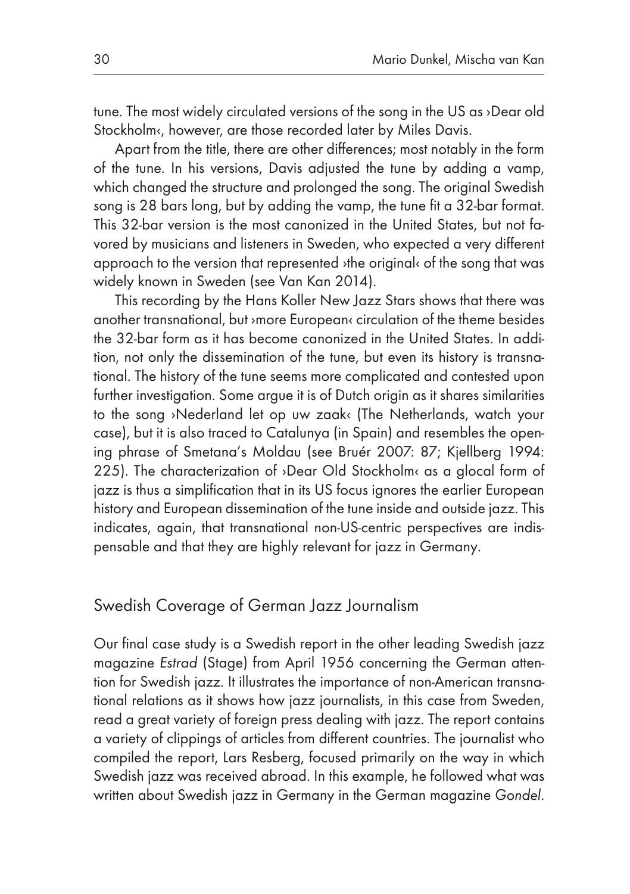tune. The most widely circulated versions of the song in the US as ›Dear old Stockholm‹, however, are those recorded later by Miles Davis.

Apart from the title, there are other differences; most notably in the form of the tune. In his versions, Davis adjusted the tune by adding a vamp, which changed the structure and prolonged the song. The original Swedish song is 28 bars long, but by adding the vamp, the tune fit a 32-bar format. This 32-bar version is the most canonized in the United States, but not favored by musicians and listeners in Sweden, who expected a very different approach to the version that represented ›the original‹ of the song that was widely known in Sweden (see Van Kan 2014).

This recording by the Hans Koller New Jazz Stars shows that there was another transnational, but ›more European‹ circulation of the theme besides the 32-bar form as it has become canonized in the United States. In addition, not only the dissemination of the tune, but even its history is transnational. The history of the tune seems more complicated and contested upon further investigation. Some argue it is of Dutch origin as it shares similarities to the song ›Nederland let op uw zaak‹ (The Netherlands, watch your case), but it is also traced to Catalunya (in Spain) and resembles the opening phrase of Smetana's Moldau (see Bruér 2007: 87; Kjellberg 1994: 225). The characterization of ›Dear Old Stockholm‹ as a glocal form of jazz is thus a simplification that in its US focus ignores the earlier European history and European dissemination of the tune inside and outside jazz. This indicates, again, that transnational non-US-centric perspectives are indispensable and that they are highly relevant for jazz in Germany.

## Swedish Coverage of German Jazz Journalism

Our final case study is a Swedish report in the other leading Swedish jazz magazine *Estrad* (Stage) from April 1956 concerning the German attention for Swedish jazz. It illustrates the importance of non-American transnational relations as it shows how jazz journalists, in this case from Sweden, read a great variety of foreign press dealing with jazz. The report contains a variety of clippings of articles from different countries. The journalist who compiled the report, Lars Resberg, focused primarily on the way in which Swedish jazz was received abroad. In this example, he followed what was written about Swedish jazz in Germany in the German magazine *Gondel*.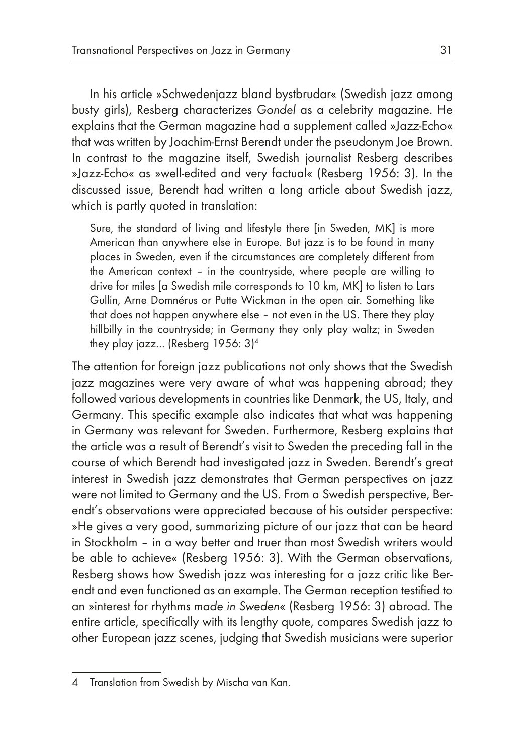In his article »Schwedenjazz bland bystbrudar« (Swedish jazz among busty girls), Resberg characterizes *Gondel* as a celebrity magazine. He explains that the German magazine had a supplement called »Jazz-Echo« that was written by Joachim-Ernst Berendt under the pseudonym Joe Brown. In contrast to the magazine itself, Swedish journalist Resberg describes »Jazz-Echo« as »well-edited and very factual« (Resberg 1956: 3). In the discussed issue, Berendt had written a long article about Swedish jazz, which is partly quoted in translation:

> Sure, the standard of living and lifestyle there [in Sweden, MK] is more American than anywhere else in Europe. But jazz is to be found in many places in Sweden, even if the circumstances are completely different from the American context – in the countryside, where people are willing to drive for miles [a Swedish mile corresponds to 10 km, MK] to listen to Lars Gullin, Arne Domnérus or Putte Wickman in the open air. Something like that does not happen anywhere else – not even in the US. There they play hillbilly in the countryside; in Germany they only play waltz; in Sweden they play jazz... (Resberg 1956: 3)[4]

The attention for foreign jazz publications not only shows that the Swedish jazz magazines were very aware of what was happening abroad; they followed various developments in countries like Denmark, the US, Italy, and Germany. This specific example also indicates that what was happening in Germany was relevant for Sweden. Furthermore, Resberg explains that the article was a result of Berendt's visit to Sweden the preceding fall in the course of which Berendt had investigated jazz in Sweden. Berendt's great interest in Swedish jazz demonstrates that German perspectives on jazz were not limited to Germany and the US. From a Swedish perspective, Berendt's observations were appreciated because of his outsider perspective: »He gives a very good, summarizing picture of our jazz that can be heard in Stockholm – in a way better and truer than most Swedish writers would be able to achieve« (Resberg 1956: 3). With the German observations, Resberg shows how Swedish jazz was interesting for a jazz critic like Berendt and even functioned as an example. The German reception testified to an »interest for rhythms *made in Sweden*« (Resberg 1956: 3) abroad. The entire article, specifically with its lengthy quote, compares Swedish jazz to other European jazz scenes, judging that Swedish musicians were superior

---

4 Translation from Swedish by Mischa van Kan.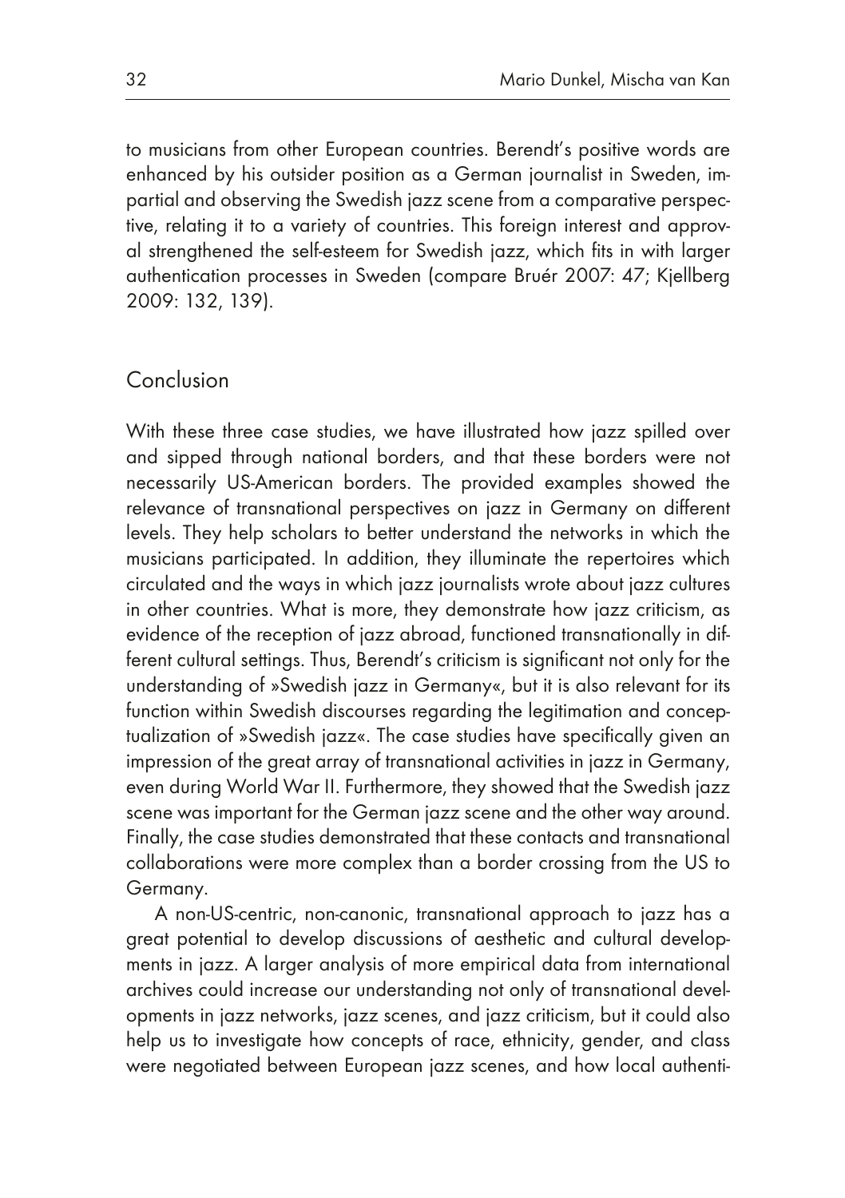to musicians from other European countries. Berendt's positive words are enhanced by his outsider position as a German journalist in Sweden, impartial and observing the Swedish jazz scene from a comparative perspective, relating it to a variety of countries. This foreign interest and approval strengthened the self-esteem for Swedish jazz, which fits in with larger authentication processes in Sweden (compare Bruér 2007: 47; Kjellberg 2009: 132, 139).

## Conclusion

With these three case studies, we have illustrated how jazz spilled over and sipped through national borders, and that these borders were not necessarily US-American borders. The provided examples showed the relevance of transnational perspectives on jazz in Germany on different levels. They help scholars to better understand the networks in which the musicians participated. In addition, they illuminate the repertoires which circulated and the ways in which jazz journalists wrote about jazz cultures in other countries. What is more, they demonstrate how jazz criticism, as evidence of the reception of jazz abroad, functioned transnationally in different cultural settings. Thus, Berendt's criticism is significant not only for the understanding of »Swedish jazz in Germany«, but it is also relevant for its function within Swedish discourses regarding the legitimation and conceptualization of »Swedish jazz«. The case studies have specifically given an impression of the great array of transnational activities in jazz in Germany, even during World War II. Furthermore, they showed that the Swedish jazz scene was important for the German jazz scene and the other way around. Finally, the case studies demonstrated that these contacts and transnational collaborations were more complex than a border crossing from the US to Germany.

A non-US-centric, non-canonic, transnational approach to jazz has a great potential to develop discussions of aesthetic and cultural developments in jazz. A larger analysis of more empirical data from international archives could increase our understanding not only of transnational developments in jazz networks, jazz scenes, and jazz criticism, but it could also help us to investigate how concepts of race, ethnicity, gender, and class were negotiated between European jazz scenes, and how local authenti-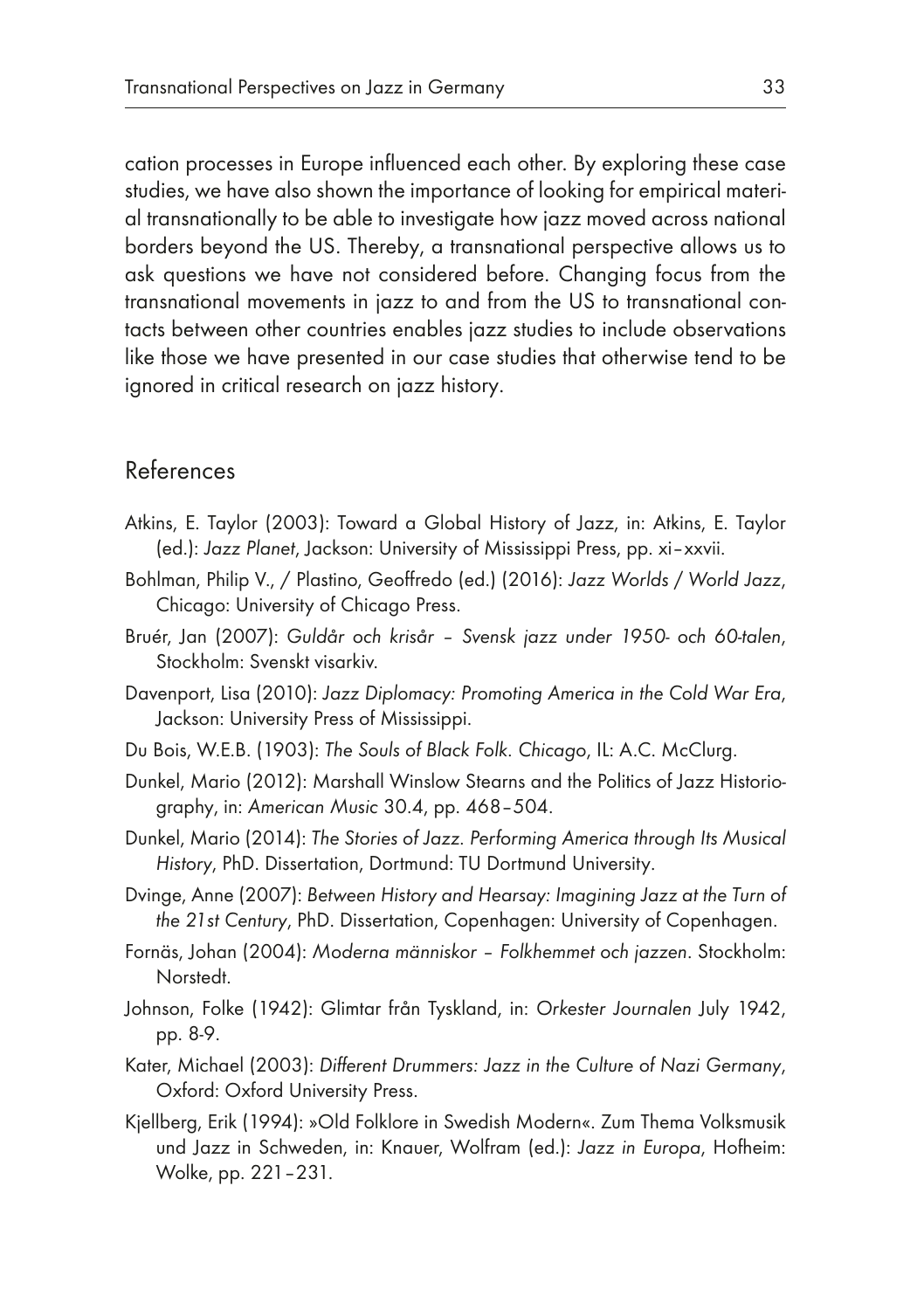cation processes in Europe influenced each other. By exploring these case studies, we have also shown the importance of looking for empirical material transnationally to be able to investigate how jazz moved across national borders beyond the US. Thereby, a transnational perspective allows us to ask questions we have not considered before. Changing focus from the transnational movements in jazz to and from the US to transnational contacts between other countries enables jazz studies to include observations like those we have presented in our case studies that otherwise tend to be ignored in critical research on jazz history.

## References

Atkins, E. Taylor (2003): Toward a Global History of Jazz, in: Atkins, E. Taylor (ed.): *Jazz Planet*, Jackson: University of Mississippi Press, pp. xi–xxvii.

Bohlman, Philip V., / Plastino, Geoffredo (ed.) (2016): *Jazz Worlds / World Jazz*, Chicago: University of Chicago Press.

Bruér, Jan (2007): *Guldår och krisår – Svensk jazz under 1950- och 60-talen*, Stockholm: Svenskt visarkiv.

Davenport, Lisa (2010): *Jazz Diplomacy: Promoting America in the Cold War Era*, Jackson: University Press of Mississippi.

Du Bois, W.E.B. (1903): *The Souls of Black Folk. Chicago*, IL: A.C. McClurg.

Dunkel, Mario (2012): Marshall Winslow Stearns and the Politics of Jazz Historiography, in: *American Music* 30.4, pp. 468–504.

Dunkel, Mario (2014): *The Stories of Jazz. Performing America through Its Musical History*, PhD. Dissertation, Dortmund: TU Dortmund University.

Dvinge, Anne (2007): *Between History and Hearsay: Imagining Jazz at the Turn of the 21st Century*, PhD. Dissertation, Copenhagen: University of Copenhagen.

Fornäs, Johan (2004): *Moderna människor – Folkhemmet och jazzen*. Stockholm: Norstedt.

Johnson, Folke (1942): Glimtar från Tyskland, in: *Orkester Journalen* July 1942, pp. 8-9.

Kater, Michael (2003): *Different Drummers: Jazz in the Culture of Nazi Germany*, Oxford: Oxford University Press.

Kjellberg, Erik (1994): »Old Folklore in Swedish Modern«. Zum Thema Volksmusik und Jazz in Schweden, in: Knauer, Wolfram (ed.): *Jazz in Europa*, Hofheim: Wolke, pp. 221–231.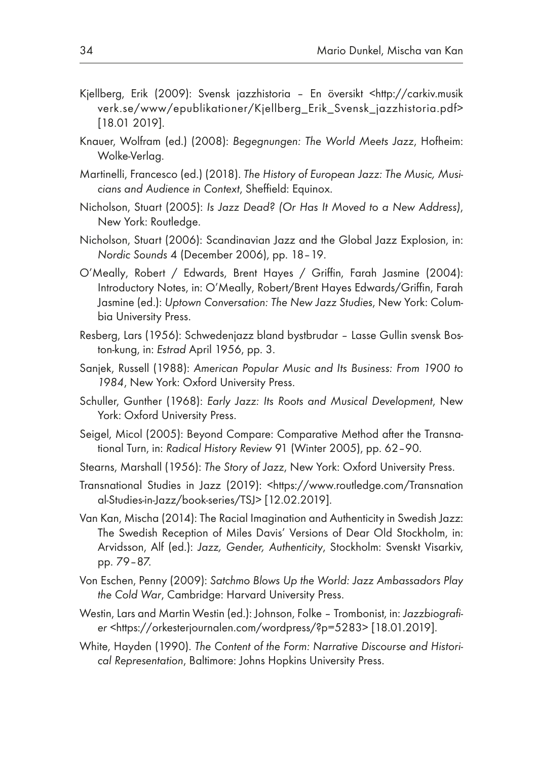Kjellberg, Erik (2009): Svensk jazzhistoria – En översikt <http://carkiv.musikverk.se/www/epublikationer/Kjellberg_Erik_Svensk_jazzhistoria.pdf> [18.01 2019].

Knauer, Wolfram (ed.) (2008): *Begegnungen: The World Meets Jazz*, Hofheim: Wolke-Verlag.

Martinelli, Francesco (ed.) (2018). *The History of European Jazz: The Music, Musicians and Audience in Context*, Sheffield: Equinox.

Nicholson, Stuart (2005): *Is Jazz Dead? (Or Has It Moved to a New Address)*, New York: Routledge.

Nicholson, Stuart (2006): Scandinavian Jazz and the Global Jazz Explosion, in: *Nordic Sounds* 4 (December 2006), pp. 18–19.

O'Meally, Robert / Edwards, Brent Hayes / Griffin, Farah Jasmine (2004): Introductory Notes, in: O'Meally, Robert/Brent Hayes Edwards/Griffin, Farah Jasmine (ed.): *Uptown Conversation: The New Jazz Studies*, New York: Columbia University Press.

Resberg, Lars (1956): Schwedenjazz bland bystbrudar – Lasse Gullin svensk Boston-kung, in: *Estrad* April 1956, pp. 3.

Sanjek, Russell (1988): *American Popular Music and Its Business: From 1900 to 1984*, New York: Oxford University Press.

Schuller, Gunther (1968): *Early Jazz: Its Roots and Musical Development*, New York: Oxford University Press.

Seigel, Micol (2005): Beyond Compare: Comparative Method after the Transnational Turn, in: *Radical History Review* 91 (Winter 2005), pp. 62–90.

Stearns, Marshall (1956): *The Story of Jazz*, New York: Oxford University Press.

Transnational Studies in Jazz (2019): <https://www.routledge.com/Transnational-Studies-in-Jazz/book-series/TSJ> [12.02.2019].

Van Kan, Mischa (2014): The Racial Imagination and Authenticity in Swedish Jazz: The Swedish Reception of Miles Davis' Versions of Dear Old Stockholm, in: Arvidsson, Alf (ed.): *Jazz, Gender, Authenticity*, Stockholm: Svenskt Visarkiv, pp. 79–87.

Von Eschen, Penny (2009): *Satchmo Blows Up the World: Jazz Ambassadors Play the Cold War*, Cambridge: Harvard University Press.

Westin, Lars and Martin Westin (ed.): Johnson, Folke – Trombonist, in: *Jazzbiografier* <https://orkesterjournalen.com/wordpress/?p=5283> [18.01.2019].

White, Hayden (1990). *The Content of the Form: Narrative Discourse and Historical Representation*, Baltimore: Johns Hopkins University Press.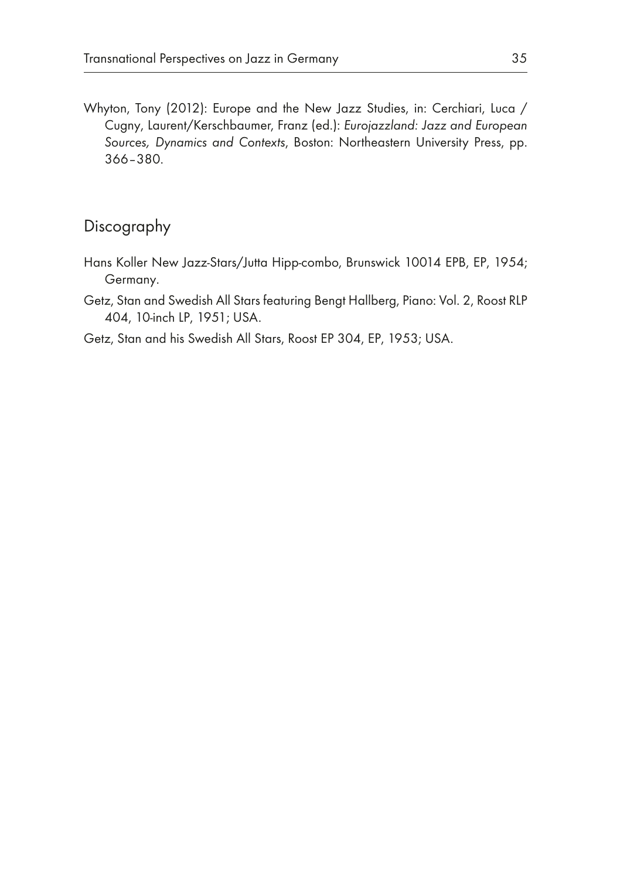Whyton, Tony (2012): Europe and the New Jazz Studies, in: Cerchiari, Luca / Cugny, Laurent/Kerschbaumer, Franz (ed.): *Eurojazzland: Jazz and European Sources, Dynamics and Contexts*, Boston: Northeastern University Press, pp. 366–380.

## Discography

Hans Koller New Jazz-Stars/Jutta Hipp-combo, Brunswick 10014 EPB, EP, 1954; Germany.

Getz, Stan and Swedish All Stars featuring Bengt Hallberg, Piano: Vol. 2, Roost RLP 404, 10-inch LP, 1951; USA.

Getz, Stan and his Swedish All Stars, Roost EP 304, EP, 1953; USA.